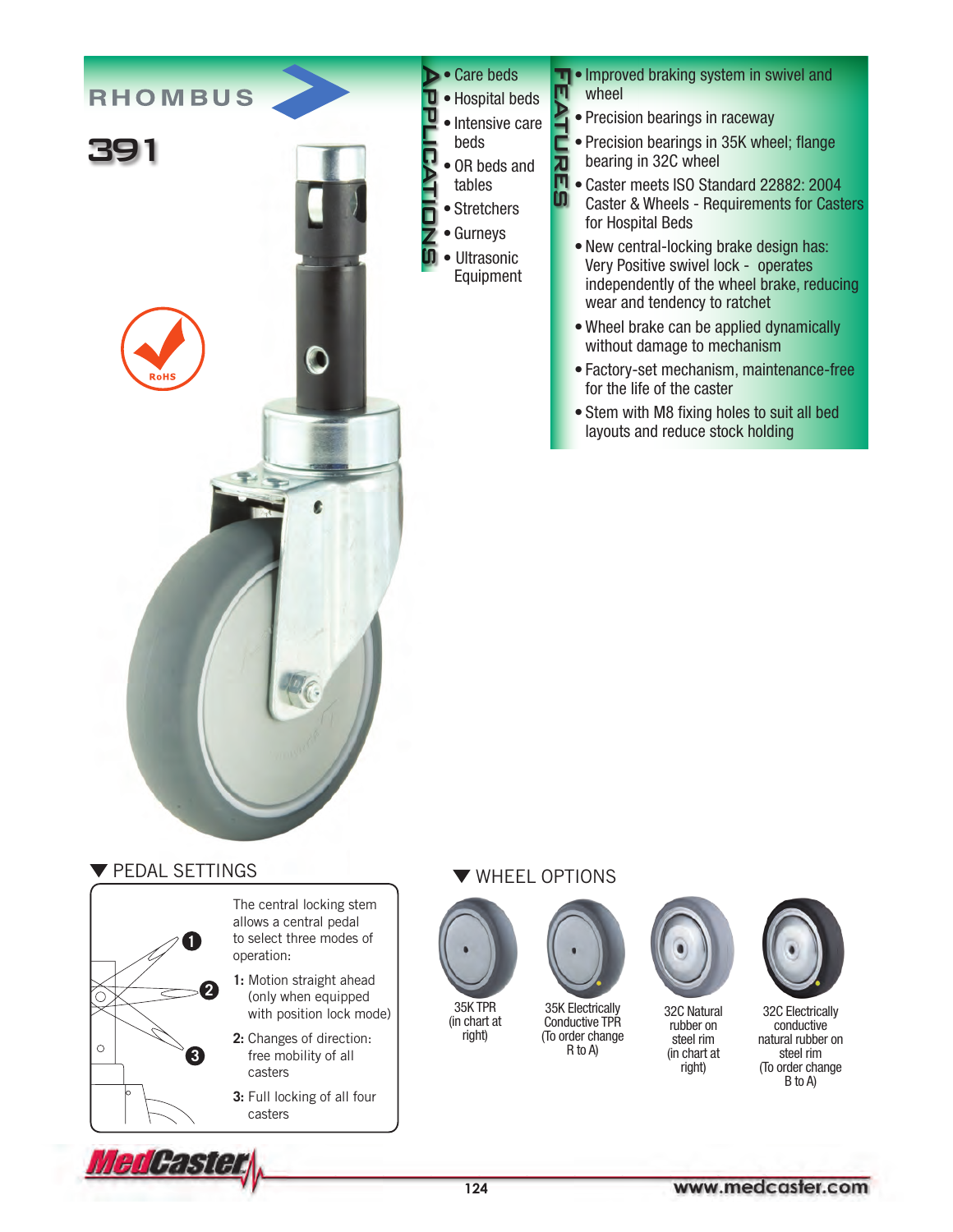# RHOMBUS

## 391

RoHS

### APPLICATIONS

- Care beds
- Hospital beds
- Intensive care beds
- OR beds and tables
- Stretchers
- Gurneys
- Ultrasonic Equipment

### FEATURES

- Improved braking system in swivel and wheel
- Precision bearings in raceway
- Precision bearings in 35K wheel; flange bearing in 32C wheel
- Caster meets ISO Standard 22882: 2004 Caster & Wheels - Requirements for Casters for Hospital Beds
- New central-locking brake design has: Very Positive swivel lock - operates independently of the wheel brake, reducing wear and tendency to ratchet
- Wheel brake can be applied dynamically without damage to mechanism
- Factory-set mechanism, maintenance-free for the life of the caster
- Stem with M8 fixing holes to suit all bed layouts and reduce stock holding

### ▼ PEDAL SETTINGS

The central locking stem allows a central pedal to select three modes of operation:

**1:** Motion straight ahead (only when equipped with position lock mode)

**2:** Changes of direction: free mobility of all casters

**3:** Full locking of all four casters

### ▼ WHEEL OPTIONS

35K TPR (in chart at right)

35K Electrically Conductive TPR (To order change R to A)

32C Natural rubber on steel rim (in chart at right)

32C Electrically conductive natural rubber on steel rim (To order change B to A)

MedCaster

www.medcaster.com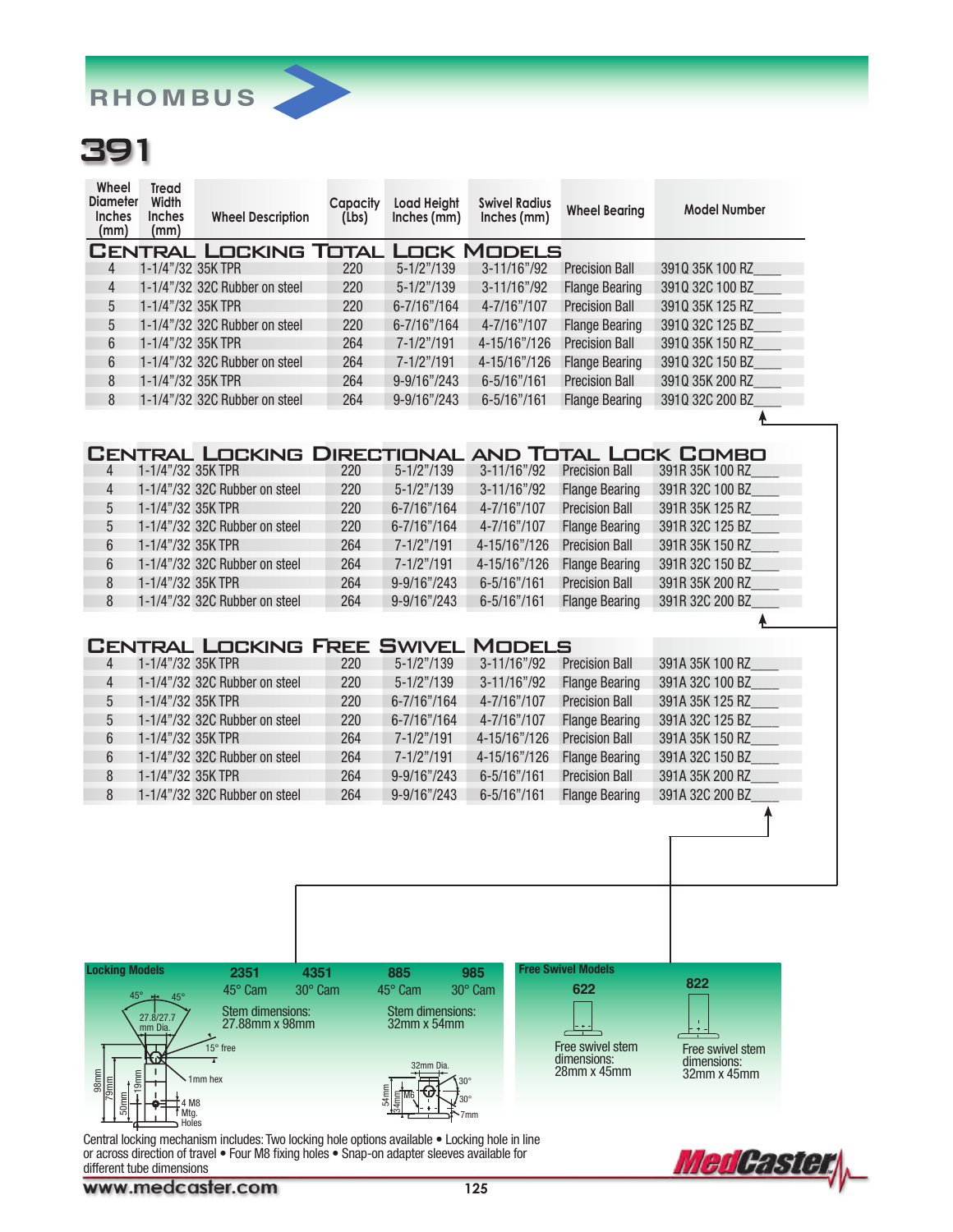RHOMBUS

# 391

| Wheel Diameter Inches (mm) | Tread Width Inches (mm) | Wheel Description | Capacity (Lbs) | Load Height Inches (mm) | Swivel Radius Inches (mm) | Wheel Bearing | Model Number |
|---|---|---|---|---|---|---|---|
| **CENTRAL LOCKING TOTAL LOCK MODELS** | | | | | | | |
| 4 | 1-1/4"/32 | 35K TPR | 220 | 5-1/2"/139 | 3-11/16"/92 | Precision Ball | 391Q 35K 100 RZ____ |
| 4 | 1-1/4"/32 | 32C Rubber on steel | 220 | 5-1/2"/139 | 3-11/16"/92 | Flange Bearing | 391Q 32C 100 BZ____ |
| 5 | 1-1/4"/32 | 35K TPR | 220 | 6-7/16"/164 | 4-7/16"/107 | Precision Ball | 391Q 35K 125 RZ____ |
| 5 | 1-1/4"/32 | 32C Rubber on steel | 220 | 6-7/16"/164 | 4-7/16"/107 | Flange Bearing | 391Q 32C 125 BZ____ |
| 6 | 1-1/4"/32 | 35K TPR | 264 | 7-1/2"/191 | 4-15/16"/126 | Precision Ball | 391Q 35K 150 RZ____ |
| 6 | 1-1/4"/32 | 32C Rubber on steel | 264 | 7-1/2"/191 | 4-15/16"/126 | Flange Bearing | 391Q 32C 150 BZ____ |
| 8 | 1-1/4"/32 | 35K TPR | 264 | 9-9/16"/243 | 6-5/16"/161 | Precision Ball | 391Q 35K 200 RZ____ |
| 8 | 1-1/4"/32 | 32C Rubber on steel | 264 | 9-9/16"/243 | 6-5/16"/161 | Flange Bearing | 391Q 32C 200 BZ____ |
| **CENTRAL LOCKING DIRECTIONAL AND TOTAL LOCK COMBO** | | | | | | | |
| 4 | 1-1/4"/32 | 35K TPR | 220 | 5-1/2"/139 | 3-11/16"/92 | Precision Ball | 391R 35K 100 RZ____ |
| 4 | 1-1/4"/32 | 32C Rubber on steel | 220 | 5-1/2"/139 | 3-11/16"/92 | Flange Bearing | 391R 32C 100 BZ____ |
| 5 | 1-1/4"/32 | 35K TPR | 220 | 6-7/16"/164 | 4-7/16"/107 | Precision Ball | 391R 35K 125 RZ____ |
| 5 | 1-1/4"/32 | 32C Rubber on steel | 220 | 6-7/16"/164 | 4-7/16"/107 | Flange Bearing | 391R 32C 125 BZ____ |
| 6 | 1-1/4"/32 | 35K TPR | 264 | 7-1/2"/191 | 4-15/16"/126 | Precision Ball | 391R 35K 150 RZ____ |
| 6 | 1-1/4"/32 | 32C Rubber on steel | 264 | 7-1/2"/191 | 4-15/16"/126 | Flange Bearing | 391R 32C 150 BZ____ |
| 8 | 1-1/4"/32 | 35K TPR | 264 | 9-9/16"/243 | 6-5/16"/161 | Precision Ball | 391R 35K 200 RZ____ |
| 8 | 1-1/4"/32 | 32C Rubber on steel | 264 | 9-9/16"/243 | 6-5/16"/161 | Flange Bearing | 391R 32C 200 BZ____ |
| **CENTRAL LOCKING FREE SWIVEL MODELS** | | | | | | | |
| 4 | 1-1/4"/32 | 35K TPR | 220 | 5-1/2"/139 | 3-11/16"/92 | Precision Ball | 391A 35K 100 RZ____ |
| 4 | 1-1/4"/32 | 32C Rubber on steel | 220 | 5-1/2"/139 | 3-11/16"/92 | Flange Bearing | 391A 32C 100 BZ____ |
| 5 | 1-1/4"/32 | 35K TPR | 220 | 6-7/16"/164 | 4-7/16"/107 | Precision Ball | 391A 35K 125 RZ____ |
| 5 | 1-1/4"/32 | 32C Rubber on steel | 220 | 6-7/16"/164 | 4-7/16"/107 | Flange Bearing | 391A 32C 125 BZ____ |
| 6 | 1-1/4"/32 | 35K TPR | 264 | 7-1/2"/191 | 4-15/16"/126 | Precision Ball | 391A 35K 150 RZ____ |
| 6 | 1-1/4"/32 | 32C Rubber on steel | 264 | 7-1/2"/191 | 4-15/16"/126 | Flange Bearing | 391A 32C 150 BZ____ |
| 8 | 1-1/4"/32 | 35K TPR | 264 | 9-9/16"/243 | 6-5/16"/161 | Precision Ball | 391A 35K 200 RZ____ |
| 8 | 1-1/4"/32 | 32C Rubber on steel | 264 | 9-9/16"/243 | 6-5/16"/161 | Flange Bearing | 391A 32C 200 BZ____ |

**Locking Models**

2351 – 45° Cam
4351 – 30° Cam
Stem dimensions: 27.88mm x 98mm

885 – 45° Cam
985 – 30° Cam
Stem dimensions: 32mm x 54mm

45° 45°
27.8/27.7 mm Dia.
15° free
1mm hex
4 M8 Mtg. Holes
98mm 79mm 50mm 19mm

32mm Dia.
30° 30°
M6
54mm 34mm
7mm

**Free Swivel Models**

622
Free swivel stem dimensions: 28mm x 45mm

822
Free swivel stem dimensions: 32mm x 45mm

Central locking mechanism includes: Two locking hole options available • Locking hole in line or across direction of travel • Four M8 fixing holes • Snap-on adapter sleeves available for different tube dimensions

www.medcaster.com

MedCaster